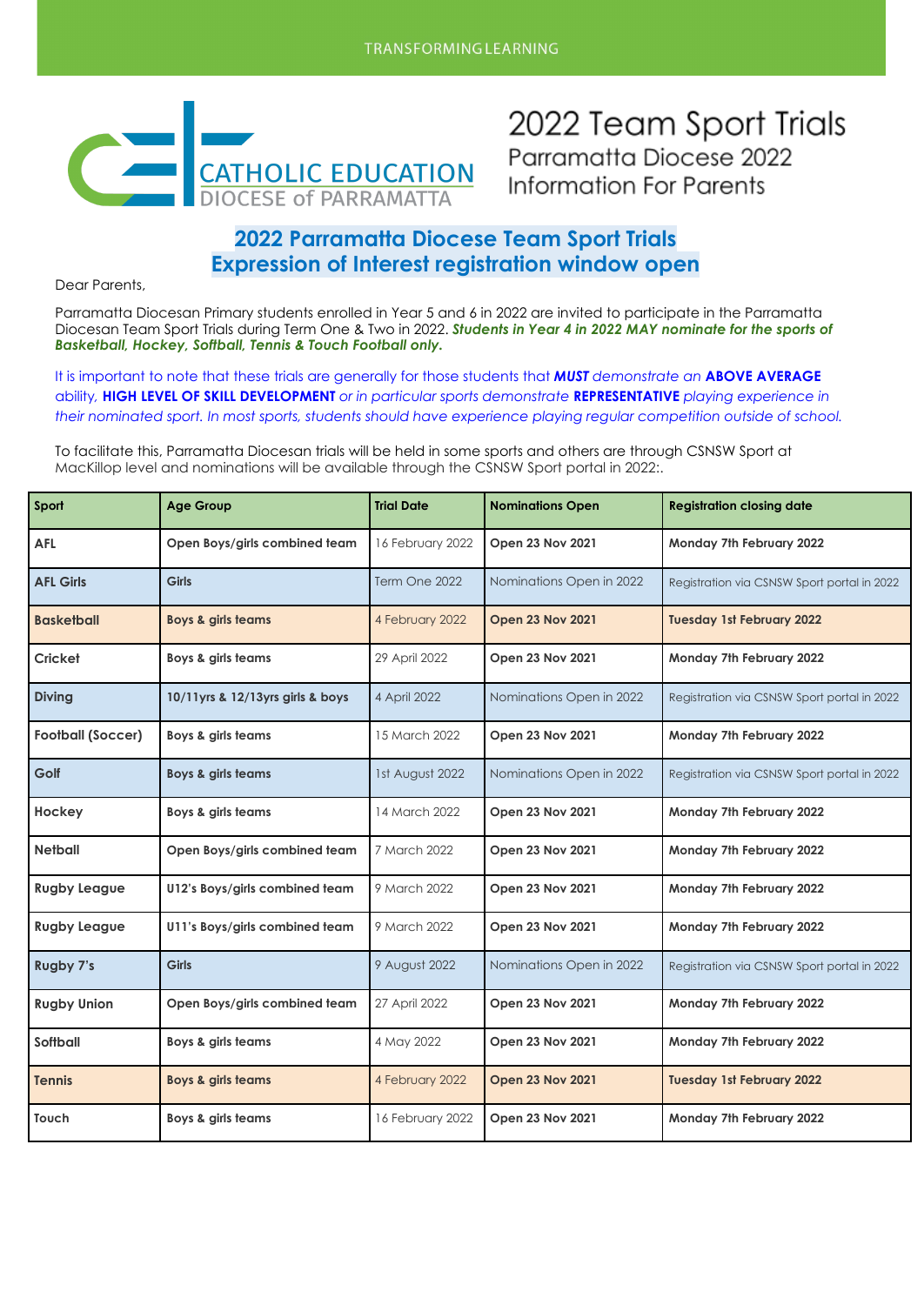TRANSFORMING LEARNING

CATHOLIC EDUCATION
DIOCESE of PARRAMATTA

# 2022 Team Sport Trials

Parramatta Diocese 2022
Information For Parents

## 2022 Parramatta Diocese Team Sport Trials
## Expression of Interest registration window open

Dear Parents,

Parramatta Diocesan Primary students enrolled in Year 5 and 6 in 2022 are invited to participate in the Parramatta Diocesan Team Sport Trials during Term One & Two in 2022. ***Students in Year 4 in 2022 MAY nominate for the sports of Basketball, Hockey, Softball, Tennis & Touch Football only.***

*It is important to note that these trials are generally for those students that **MUST** demonstrate an **ABOVE AVERAGE** ability, **HIGH LEVEL OF SKILL DEVELOPMENT** or in particular sports demonstrate **REPRESENTATIVE** playing experience in their nominated sport. In most sports, students should have experience playing regular competition outside of school.*

To facilitate this, Parramatta Diocesan trials will be held in some sports and others are through CSNSW Sport at MacKillop level and nominations will be available through the CSNSW Sport portal in 2022:.

| Sport | Age Group | Trial Date | Nominations Open | Registration closing date |
|---|---|---|---|---|
| **AFL** | **Open Boys/girls combined team** | 16 February 2022 | **Open 23 Nov 2021** | **Monday 7th February 2022** |
| **AFL Girls** | **Girls** | Term One 2022 | Nominations Open in 2022 | Registration via CSNSW Sport portal in 2022 |
| **Basketball** | **Boys & girls teams** | 4 February 2022 | **Open 23 Nov 2021** | **Tuesday 1st February 2022** |
| **Cricket** | **Boys & girls teams** | 29 April 2022 | **Open 23 Nov 2021** | **Monday 7th February 2022** |
| **Diving** | **10/11yrs & 12/13yrs girls & boys** | 4 April 2022 | Nominations Open in 2022 | Registration via CSNSW Sport portal in 2022 |
| **Football (Soccer)** | **Boys & girls teams** | 15 March 2022 | **Open 23 Nov 2021** | **Monday 7th February 2022** |
| **Golf** | **Boys & girls teams** | 1st August 2022 | Nominations Open in 2022 | Registration via CSNSW Sport portal in 2022 |
| **Hockey** | **Boys & girls teams** | 14 March 2022 | **Open 23 Nov 2021** | **Monday 7th February 2022** |
| **Netball** | **Open Boys/girls combined team** | 7 March 2022 | **Open 23 Nov 2021** | **Monday 7th February 2022** |
| **Rugby League** | **U12's Boys/girls combined team** | 9 March 2022 | **Open 23 Nov 2021** | **Monday 7th February 2022** |
| **Rugby League** | **U11's Boys/girls combined team** | 9 March 2022 | **Open 23 Nov 2021** | **Monday 7th February 2022** |
| **Rugby 7's** | **Girls** | 9 August 2022 | Nominations Open in 2022 | Registration via CSNSW Sport portal in 2022 |
| **Rugby Union** | **Open Boys/girls combined team** | 27 April 2022 | **Open 23 Nov 2021** | **Monday 7th February 2022** |
| **Softball** | **Boys & girls teams** | 4 May 2022 | **Open 23 Nov 2021** | **Monday 7th February 2022** |
| **Tennis** | **Boys & girls teams** | 4 February 2022 | **Open 23 Nov 2021** | **Tuesday 1st February 2022** |
| **Touch** | **Boys & girls teams** | 16 February 2022 | **Open 23 Nov 2021** | **Monday 7th February 2022** |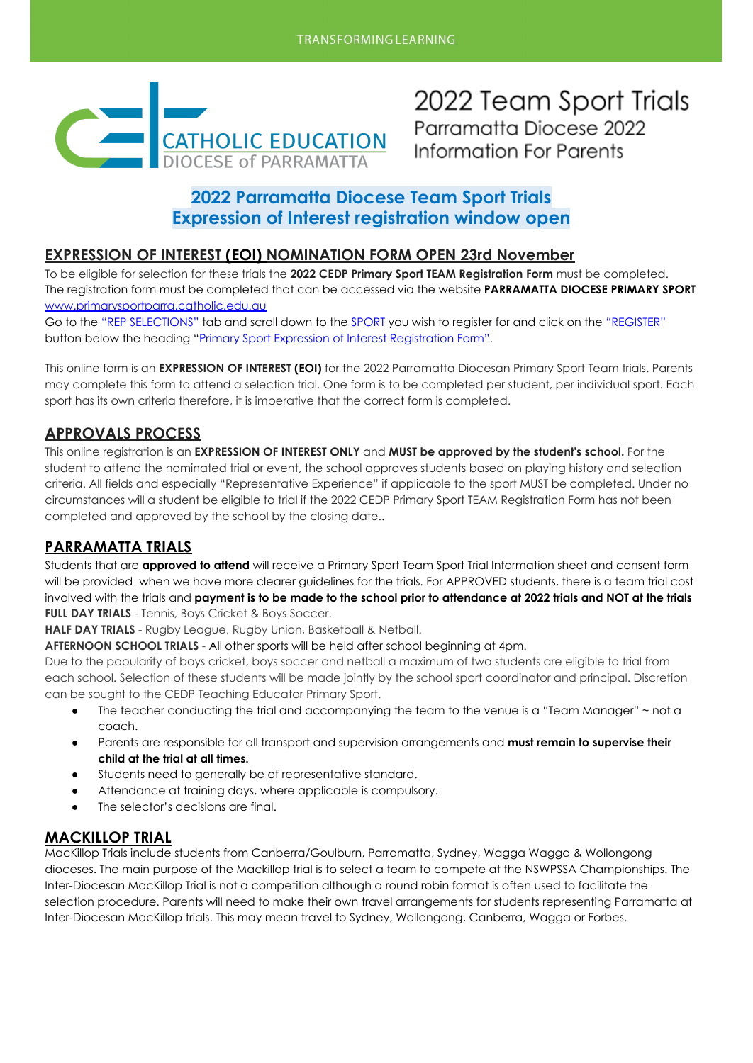# 2022 Team Sport Trials

Parramatta Diocese 2022
Information For Parents

## 2022 Parramatta Diocese Team Sport Trials
## Expression of Interest registration window open

### EXPRESSION OF INTEREST (EOI) NOMINATION FORM OPEN 23rd November

To be eligible for selection for these trials the **2022 CEDP Primary Sport TEAM Registration Form** must be completed. The registration form must be completed that can be accessed via the website **PARRAMATTA DIOCESE PRIMARY SPORT** www.primarysportparra.catholic.edu.au

Go to the "REP SELECTIONS" tab and scroll down to the SPORT you wish to register for and click on the "REGISTER" button below the heading "Primary Sport Expression of Interest Registration Form".

This online form is an **EXPRESSION OF INTEREST (EOI)** for the 2022 Parramatta Diocesan Primary Sport Team trials. Parents may complete this form to attend a selection trial. One form is to be completed per student, per individual sport. Each sport has its own criteria therefore, it is imperative that the correct form is completed.

### APPROVALS PROCESS

This online registration is an **EXPRESSION OF INTEREST ONLY** and **MUST be approved by the student's school.** For the student to attend the nominated trial or event, the school approves students based on playing history and selection criteria. All fields and especially "Representative Experience" if applicable to the sport MUST be completed. Under no circumstances will a student be eligible to trial if the 2022 CEDP Primary Sport TEAM Registration Form has not been completed and approved by the school by the closing date..

### PARRAMATTA TRIALS

Students that are **approved to attend** will receive a Primary Sport Team Sport Trial Information sheet and consent form will be provided when we have more clearer guidelines for the trials. For APPROVED students, there is a team trial cost involved with the trials and **payment is to be made to the school prior to attendance at 2022 trials and NOT at the trials**

**FULL DAY TRIALS** - Tennis, Boys Cricket & Boys Soccer.

**HALF DAY TRIALS** - Rugby League, Rugby Union, Basketball & Netball.

**AFTERNOON SCHOOL TRIALS** - All other sports will be held after school beginning at 4pm.

Due to the popularity of boys cricket, boys soccer and netball a maximum of two students are eligible to trial from each school. Selection of these students will be made jointly by the school sport coordinator and principal. Discretion can be sought to the CEDP Teaching Educator Primary Sport.

- The teacher conducting the trial and accompanying the team to the venue is a "Team Manager" ~ not a coach.
- Parents are responsible for all transport and supervision arrangements and **must remain to supervise their child at the trial at all times.**
- Students need to generally be of representative standard.
- Attendance at training days, where applicable is compulsory.
- The selector's decisions are final.

### MACKILLOP TRIAL

MacKillop Trials include students from Canberra/Goulburn, Parramatta, Sydney, Wagga Wagga & Wollongong dioceses. The main purpose of the Mackillop trial is to select a team to compete at the NSWPSSA Championships. The Inter-Diocesan MacKillop Trial is not a competition although a round robin format is often used to facilitate the selection procedure. Parents will need to make their own travel arrangements for students representing Parramatta at Inter-Diocesan MacKillop trials. This may mean travel to Sydney, Wollongong, Canberra, Wagga or Forbes.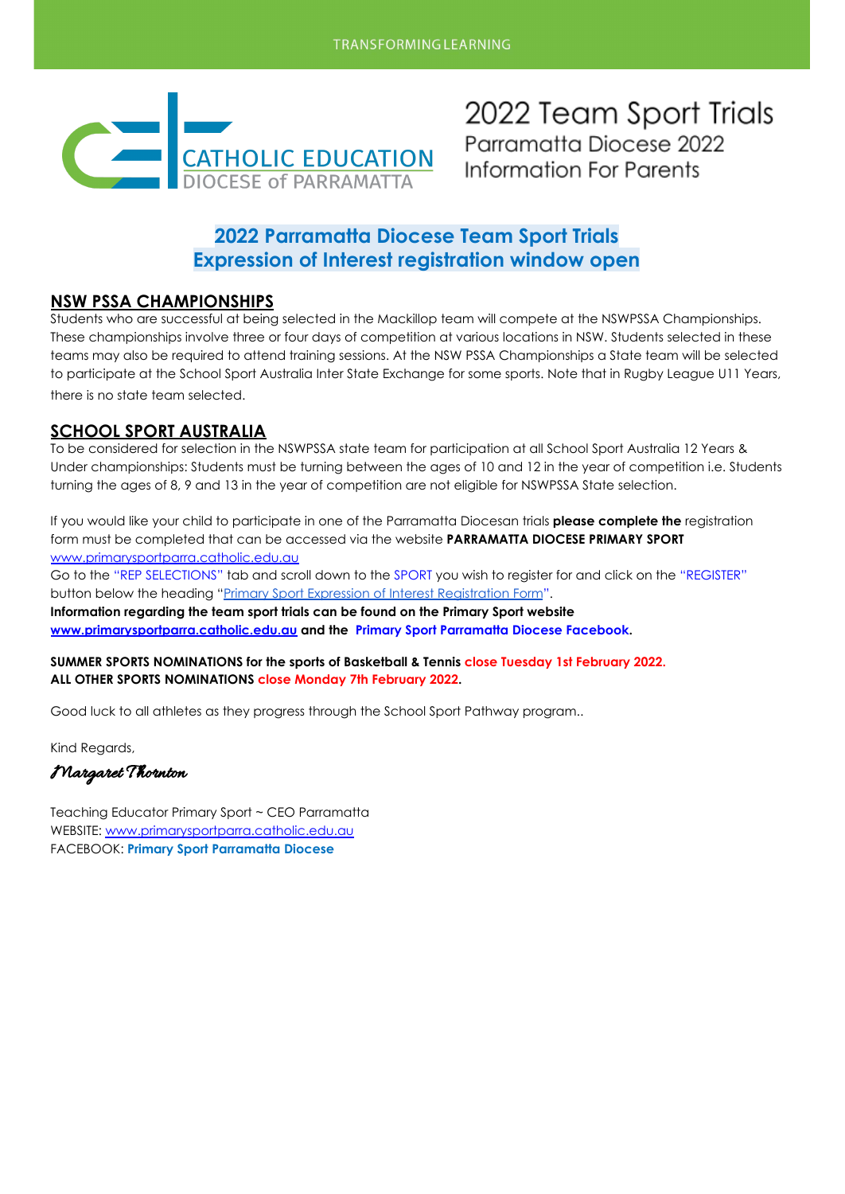TRANSFORMING LEARNING

CATHOLIC EDUCATION
DIOCESE of PARRAMATTA

# 2022 Team Sport Trials
Parramatta Diocese 2022
Information For Parents

## 2022 Parramatta Diocese Team Sport Trials
## Expression of Interest registration window open

### NSW PSSA CHAMPIONSHIPS

Students who are successful at being selected in the Mackillop team will compete at the NSWPSSA Championships. These championships involve three or four days of competition at various locations in NSW. Students selected in these teams may also be required to attend training sessions. At the NSW PSSA Championships a State team will be selected to participate at the School Sport Australia Inter State Exchange for some sports. Note that in Rugby League U11 Years, there is no state team selected.

### SCHOOL SPORT AUSTRALIA

To be considered for selection in the NSWPSSA state team for participation at all School Sport Australia 12 Years & Under championships: Students must be turning between the ages of 10 and 12 in the year of competition i.e. Students turning the ages of 8, 9 and 13 in the year of competition are not eligible for NSWPSSA State selection.

If you would like your child to participate in one of the Parramatta Diocesan trials **please complete the** registration form must be completed that can be accessed via the website **PARRAMATTA DIOCESE PRIMARY SPORT** www.primarysportparra.catholic.edu.au
Go to the "REP SELECTIONS" tab and scroll down to the SPORT you wish to register for and click on the "REGISTER" button below the heading "Primary Sport Expression of Interest Registration Form".
**Information regarding the team sport trials can be found on the Primary Sport website www.primarysportparra.catholic.edu.au and the Primary Sport Parramatta Diocese Facebook.**

**SUMMER SPORTS NOMINATIONS for the sports of Basketball & Tennis close Tuesday 1st February 2022.**
**ALL OTHER SPORTS NOMINATIONS close Monday 7th February 2022.**

Good luck to all athletes as they progress through the School Sport Pathway program..

Kind Regards,

*Margaret Thornton*

Teaching Educator Primary Sport ~ CEO Parramatta
WEBSITE: www.primarysportparra.catholic.edu.au
FACEBOOK: **Primary Sport Parramatta Diocese**